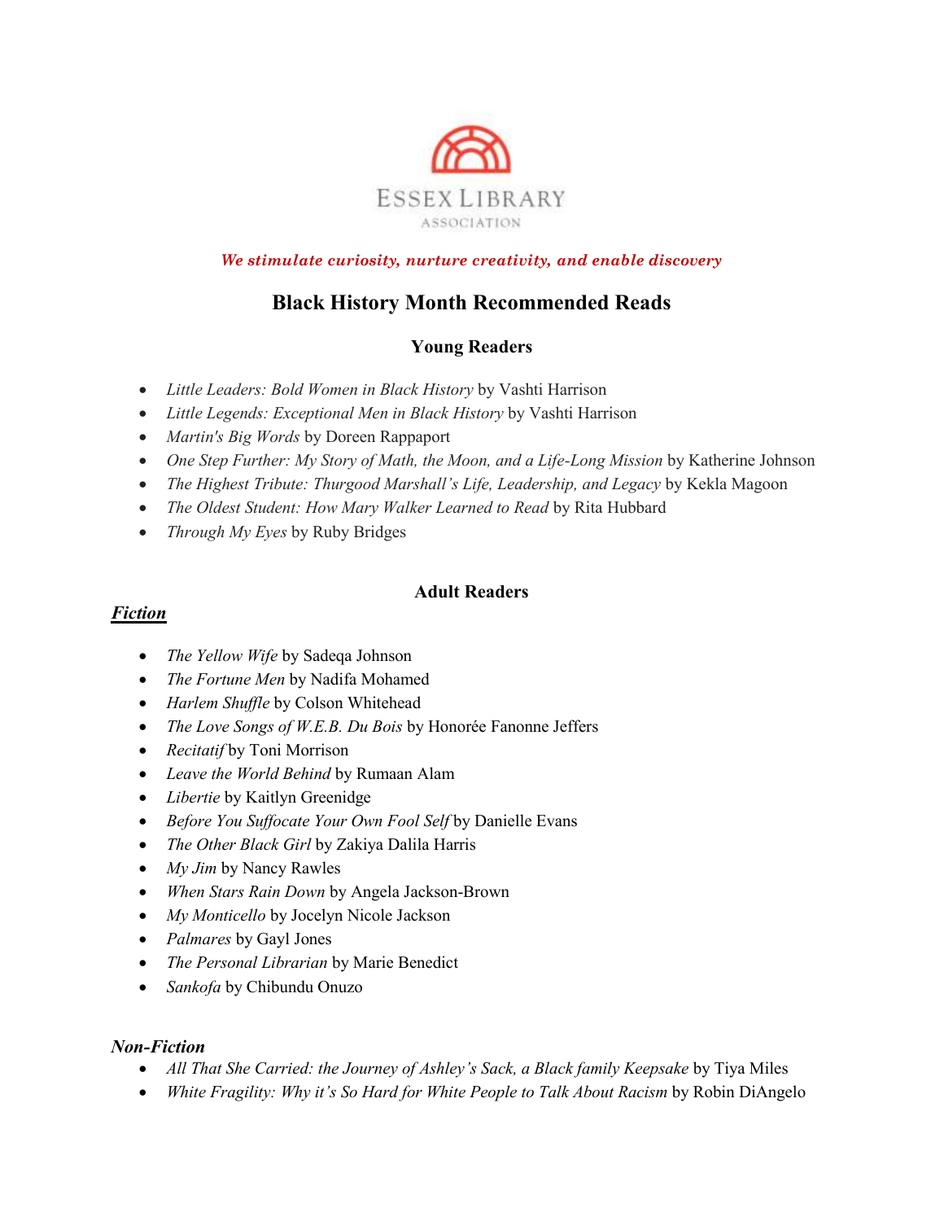ESSEX LIBRARY

ASSOCIATION

*We stimulate curiosity, nurture creativity, and enable discovery*

# Black History Month Recommended Reads

## Young Readers

- *Little Leaders: Bold Women in Black History* by Vashti Harrison
- *Little Legends: Exceptional Men in Black History* by Vashti Harrison
- *Martin's Big Words* by Doreen Rappaport
- *One Step Further: My Story of Math, the Moon, and a Life-Long Mission* by Katherine Johnson
- *The Highest Tribute: Thurgood Marshall's Life, Leadership, and Legacy* by Kekla Magoon
- *The Oldest Student: How Mary Walker Learned to Read* by Rita Hubbard
- *Through My Eyes* by Ruby Bridges

## Adult Readers

### ***Fiction***

- *The Yellow Wife* by Sadeqa Johnson
- *The Fortune Men* by Nadifa Mohamed
- *Harlem Shuffle* by Colson Whitehead
- *The Love Songs of W.E.B. Du Bois* by Honorée Fanonne Jeffers
- *Recitatif* by Toni Morrison
- *Leave the World Behind* by Rumaan Alam
- *Libertie* by Kaitlyn Greenidge
- *Before You Suffocate Your Own Fool Self* by Danielle Evans
- *The Other Black Girl* by Zakiya Dalila Harris
- *My Jim* by Nancy Rawles
- *When Stars Rain Down* by Angela Jackson-Brown
- *My Monticello* by Jocelyn Nicole Jackson
- *Palmares* by Gayl Jones
- *The Personal Librarian* by Marie Benedict
- *Sankofa* by Chibundu Onuzo

### ***Non-Fiction***

- *All That She Carried: the Journey of Ashley's Sack, a Black family Keepsake* by Tiya Miles
- *White Fragility: Why it's So Hard for White People to Talk About Racism* by Robin DiAngelo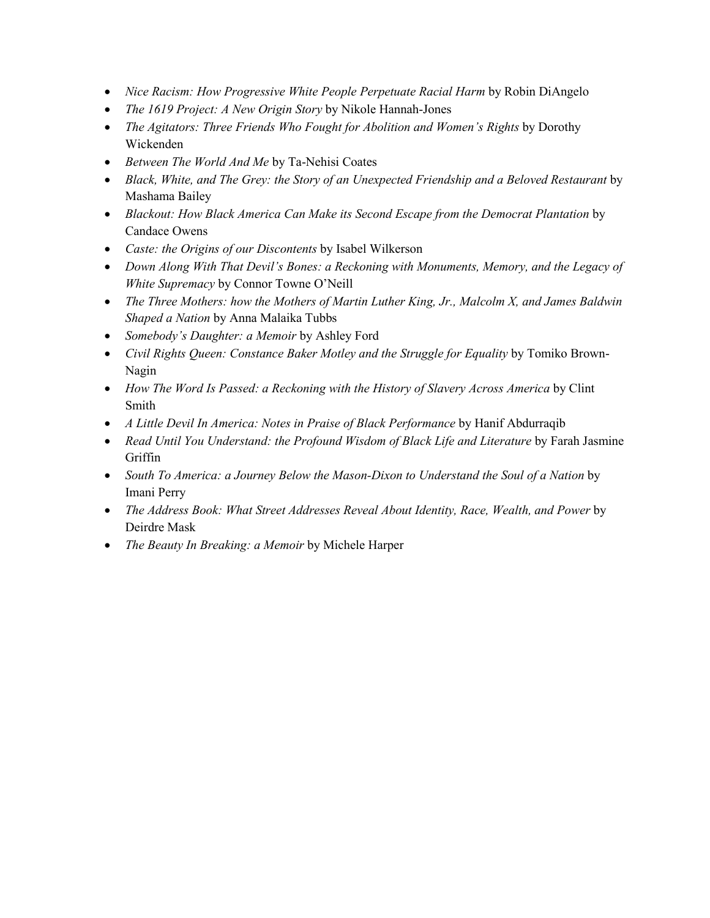- *Nice Racism: How Progressive White People Perpetuate Racial Harm* by Robin DiAngelo
- *The 1619 Project: A New Origin Story* by Nikole Hannah-Jones
- *The Agitators: Three Friends Who Fought for Abolition and Women's Rights* by Dorothy Wickenden
- *Between The World And Me* by Ta-Nehisi Coates
- *Black, White, and The Grey: the Story of an Unexpected Friendship and a Beloved Restaurant* by Mashama Bailey
- *Blackout: How Black America Can Make its Second Escape from the Democrat Plantation* by Candace Owens
- *Caste: the Origins of our Discontents* by Isabel Wilkerson
- *Down Along With That Devil's Bones: a Reckoning with Monuments, Memory, and the Legacy of White Supremacy* by Connor Towne O'Neill
- *The Three Mothers: how the Mothers of Martin Luther King, Jr., Malcolm X, and James Baldwin Shaped a Nation* by Anna Malaika Tubbs
- *Somebody's Daughter: a Memoir* by Ashley Ford
- *Civil Rights Queen: Constance Baker Motley and the Struggle for Equality* by Tomiko Brown-Nagin
- *How The Word Is Passed: a Reckoning with the History of Slavery Across America* by Clint Smith
- *A Little Devil In America: Notes in Praise of Black Performance* by Hanif Abdurraqib
- *Read Until You Understand: the Profound Wisdom of Black Life and Literature* by Farah Jasmine Griffin
- *South To America: a Journey Below the Mason-Dixon to Understand the Soul of a Nation* by Imani Perry
- *The Address Book: What Street Addresses Reveal About Identity, Race, Wealth, and Power* by Deirdre Mask
- *The Beauty In Breaking: a Memoir* by Michele Harper